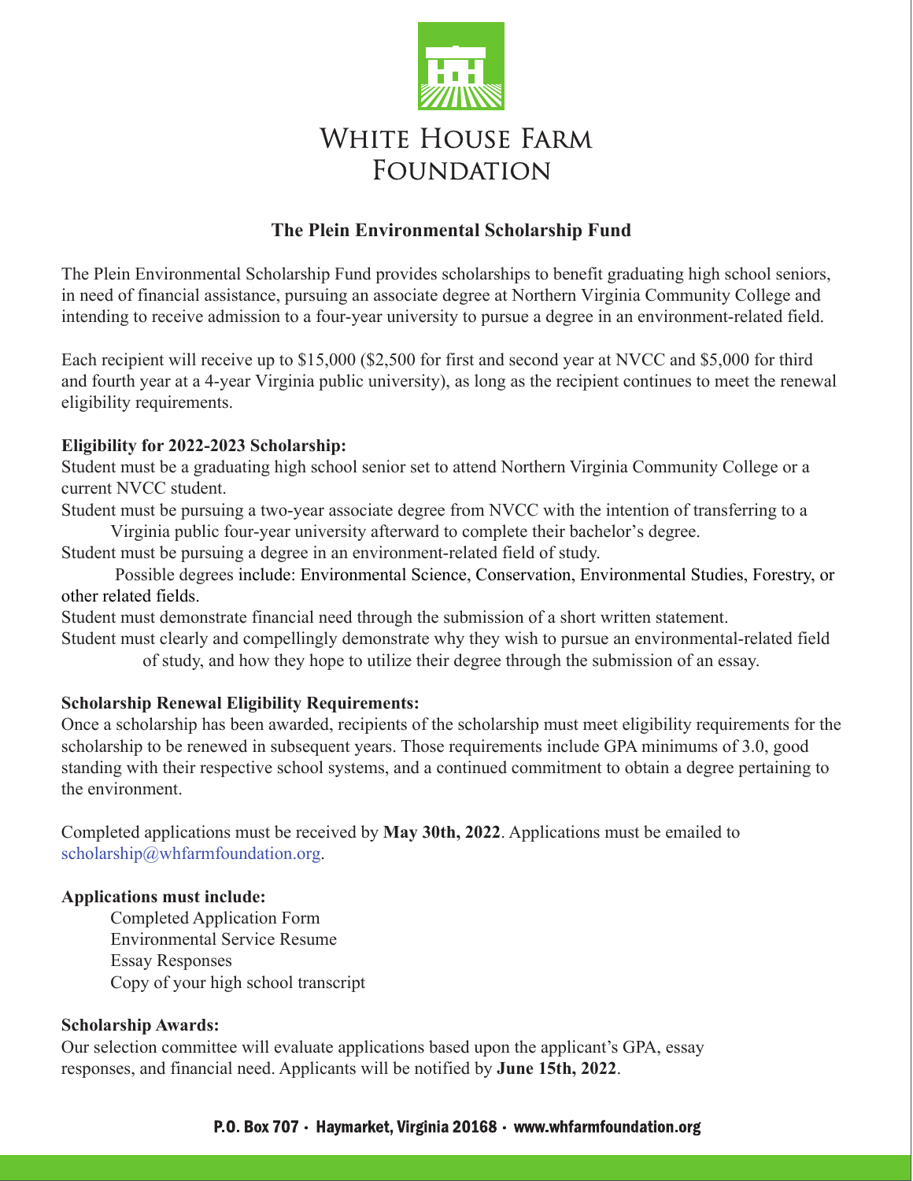# White House Farm Foundation

## The Plein Environmental Scholarship Fund

The Plein Environmental Scholarship Fund provides scholarships to benefit graduating high school seniors, in need of financial assistance, pursuing an associate degree at Northern Virginia Community College and intending to receive admission to a four-year university to pursue a degree in an environment-related field.

Each recipient will receive up to $15,000 ($2,500 for first and second year at NVCC and $5,000 for third and fourth year at a 4-year Virginia public university), as long as the recipient continues to meet the renewal eligibility requirements.

**Eligibility for 2022-2023 Scholarship:**

Student must be a graduating high school senior set to attend Northern Virginia Community College or a current NVCC student.

Student must be pursuing a two-year associate degree from NVCC with the intention of transferring to a Virginia public four-year university afterward to complete their bachelor's degree.

Student must be pursuing a degree in an environment-related field of study.

Possible degrees include: Environmental Science, Conservation, Environmental Studies, Forestry, or other related fields.

Student must demonstrate financial need through the submission of a short written statement.

Student must clearly and compellingly demonstrate why they wish to pursue an environmental-related field of study, and how they hope to utilize their degree through the submission of an essay.

**Scholarship Renewal Eligibility Requirements:**

Once a scholarship has been awarded, recipients of the scholarship must meet eligibility requirements for the scholarship to be renewed in subsequent years. Those requirements include GPA minimums of 3.0, good standing with their respective school systems, and a continued commitment to obtain a degree pertaining to the environment.

Completed applications must be received by **May 30th, 2022**. Applications must be emailed to scholarship@whfarmfoundation.org.

**Applications must include:**

Completed Application Form
Environmental Service Resume
Essay Responses
Copy of your high school transcript

**Scholarship Awards:**

Our selection committee will evaluate applications based upon the applicant's GPA, essay responses, and financial need. Applicants will be notified by **June 15th, 2022**.

P.O. Box 707 · Haymarket, Virginia 20168 · www.whfarmfoundation.org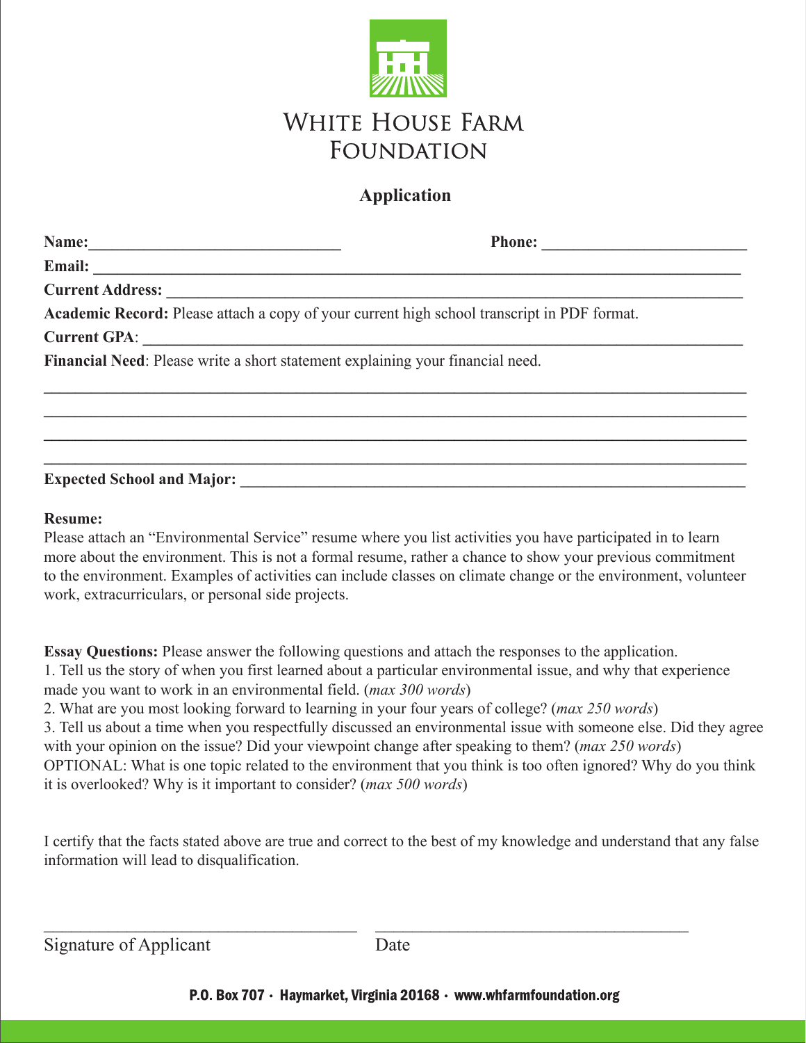# White House Farm Foundation

## Application

**Name:**_______________________________ **Phone:** _________________________

**Email:** ________________________________________________________________________________

**Current Address:** ________________________________________________________________________

**Academic Record:** Please attach a copy of your current high school transcript in PDF format.

**Current GPA**: ___________________________________________________________________________

**Financial Need**: Please write a short statement explaining your financial need.

_____________________________________________________________________________________

_____________________________________________________________________________________

_____________________________________________________________________________________

_____________________________________________________________________________________

**Expected School and Major:** _________________________________________________________

**Resume:**

Please attach an "Environmental Service" resume where you list activities you have participated in to learn more about the environment. This is not a formal resume, rather a chance to show your previous commitment to the environment. Examples of activities can include classes on climate change or the environment, volunteer work, extracurriculars, or personal side projects.

**Essay Questions:** Please answer the following questions and attach the responses to the application.

1. Tell us the story of when you first learned about a particular environmental issue, and why that experience made you want to work in an environmental field. (*max 300 words*)
2. What are you most looking forward to learning in your four years of college? (*max 250 words*)
3. Tell us about a time when you respectfully discussed an environmental issue with someone else. Did they agree with your opinion on the issue? Did your viewpoint change after speaking to them? (*max 250 words*)

OPTIONAL: What is one topic related to the environment that you think is too often ignored? Why do you think it is overlooked? Why is it important to consider? (*max 500 words*)

I certify that the facts stated above are true and correct to the best of my knowledge and understand that any false information will lead to disqualification.

_____________________________________ _____________________________________

Signature of Applicant Date

P.O. Box 707 · Haymarket, Virginia 20168 · www.whfarmfoundation.org